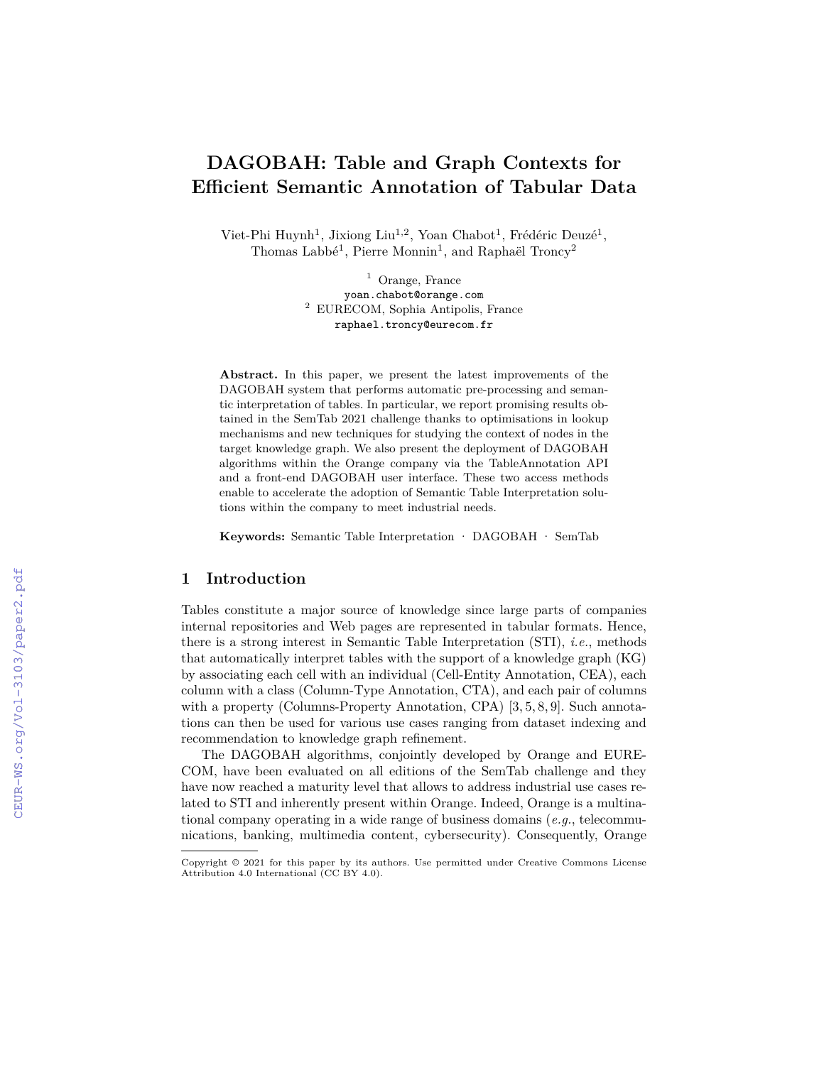# DAGOBAH: Table and Graph Contexts for Efficient Semantic Annotation of Tabular Data

Viet-Phi Huynh[1], Jixiong Liu[1,2], Yoan Chabot[1], Frédéric Deuzé[1], Thomas Labbé[1], Pierre Monnin[1], and Raphaël Troncy[2]

[1] Orange, France
`yoan.chabot@orange.com`
[2] EURECOM, Sophia Antipolis, France
`raphael.troncy@eurecom.fr`

**Abstract.** In this paper, we present the latest improvements of the DAGOBAH system that performs automatic pre-processing and semantic interpretation of tables. In particular, we report promising results obtained in the SemTab 2021 challenge thanks to optimisations in lookup mechanisms and new techniques for studying the context of nodes in the target knowledge graph. We also present the deployment of DAGOBAH algorithms within the Orange company via the TableAnnotation API and a front-end DAGOBAH user interface. These two access methods enable to accelerate the adoption of Semantic Table Interpretation solutions within the company to meet industrial needs.

**Keywords:** Semantic Table Interpretation · DAGOBAH · SemTab

## 1 Introduction

Tables constitute a major source of knowledge since large parts of companies internal repositories and Web pages are represented in tabular formats. Hence, there is a strong interest in Semantic Table Interpretation (STI), *i.e.*, methods that automatically interpret tables with the support of a knowledge graph (KG) by associating each cell with an individual (Cell-Entity Annotation, CEA), each column with a class (Column-Type Annotation, CTA), and each pair of columns with a property (Columns-Property Annotation, CPA) [3, 5, 8, 9]. Such annotations can then be used for various use cases ranging from dataset indexing and recommendation to knowledge graph refinement.

The DAGOBAH algorithms, conjointly developed by Orange and EURECOM, have been evaluated on all editions of the SemTab challenge and they have now reached a maturity level that allows to address industrial use cases related to STI and inherently present within Orange. Indeed, Orange is a multinational company operating in a wide range of business domains (*e.g.*, telecommunications, banking, multimedia content, cybersecurity). Consequently, Orange

Copyright © 2021 for this paper by its authors. Use permitted under Creative Commons License Attribution 4.0 International (CC BY 4.0).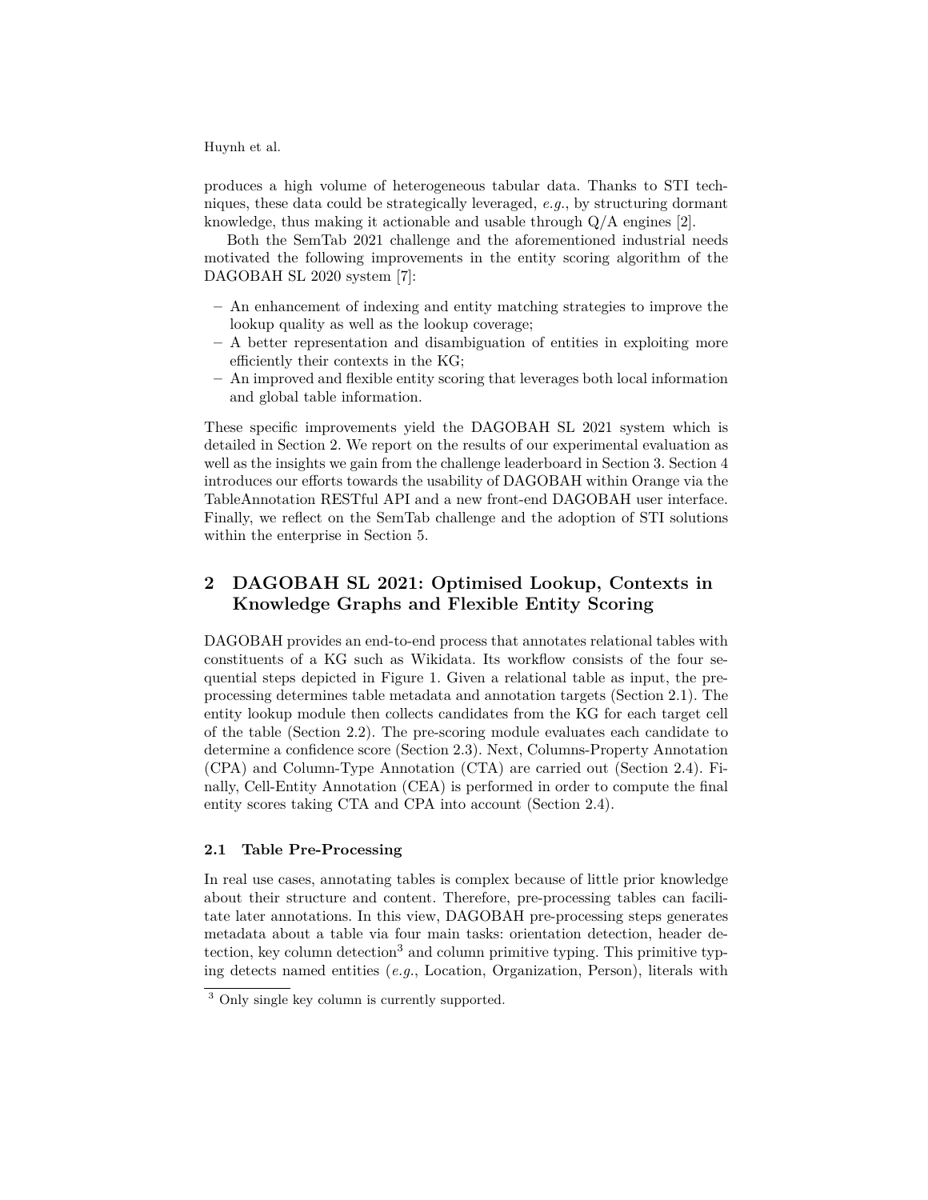produces a high volume of heterogeneous tabular data. Thanks to STI techniques, these data could be strategically leveraged, *e.g.*, by structuring dormant knowledge, thus making it actionable and usable through Q/A engines [2].

Both the SemTab 2021 challenge and the aforementioned industrial needs motivated the following improvements in the entity scoring algorithm of the DAGOBAH SL 2020 system [7]:

- An enhancement of indexing and entity matching strategies to improve the lookup quality as well as the lookup coverage;
- A better representation and disambiguation of entities in exploiting more efficiently their contexts in the KG;
- An improved and flexible entity scoring that leverages both local information and global table information.

These specific improvements yield the DAGOBAH SL 2021 system which is detailed in Section 2. We report on the results of our experimental evaluation as well as the insights we gain from the challenge leaderboard in Section 3. Section 4 introduces our efforts towards the usability of DAGOBAH within Orange via the TableAnnotation RESTful API and a new front-end DAGOBAH user interface. Finally, we reflect on the SemTab challenge and the adoption of STI solutions within the enterprise in Section 5.

## 2 DAGOBAH SL 2021: Optimised Lookup, Contexts in Knowledge Graphs and Flexible Entity Scoring

DAGOBAH provides an end-to-end process that annotates relational tables with constituents of a KG such as Wikidata. Its workflow consists of the four sequential steps depicted in Figure 1. Given a relational table as input, the preprocessing determines table metadata and annotation targets (Section 2.1). The entity lookup module then collects candidates from the KG for each target cell of the table (Section 2.2). The pre-scoring module evaluates each candidate to determine a confidence score (Section 2.3). Next, Columns-Property Annotation (CPA) and Column-Type Annotation (CTA) are carried out (Section 2.4). Finally, Cell-Entity Annotation (CEA) is performed in order to compute the final entity scores taking CTA and CPA into account (Section 2.4).

### 2.1 Table Pre-Processing

In real use cases, annotating tables is complex because of little prior knowledge about their structure and content. Therefore, pre-processing tables can facilitate later annotations. In this view, DAGOBAH pre-processing steps generates metadata about a table via four main tasks: orientation detection, header detection, key column detection[3] and column primitive typing. This primitive typing detects named entities (*e.g.*, Location, Organization, Person), literals with

[3] Only single key column is currently supported.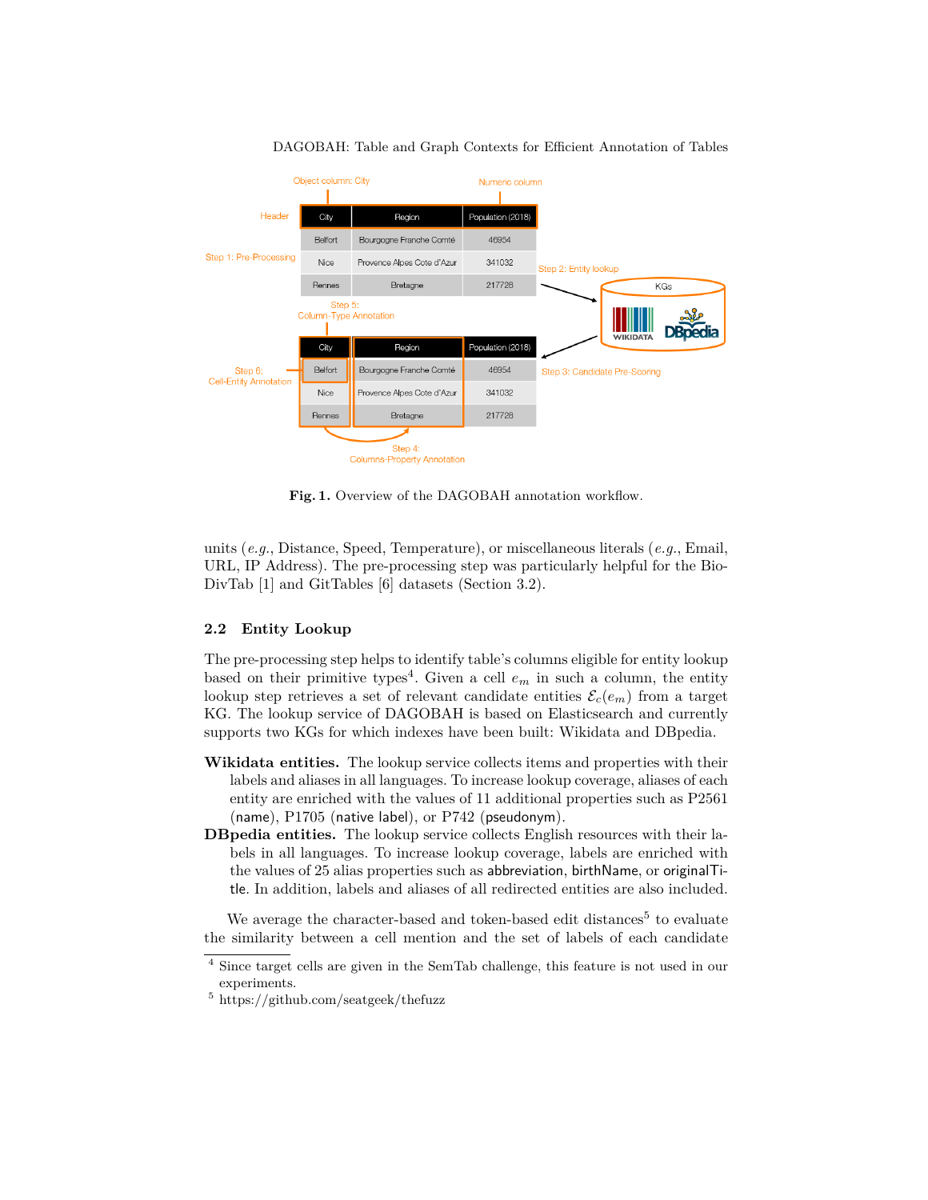**Fig. 1.** Overview of the DAGOBAH annotation workflow.

units (*e.g.*, Distance, Speed, Temperature), or miscellaneous literals (*e.g.*, Email, URL, IP Address). The pre-processing step was particularly helpful for the BioDivTab [1] and GitTables [6] datasets (Section 3.2).

### 2.2 Entity Lookup

The pre-processing step helps to identify table's columns eligible for entity lookup based on their primitive types[4]. Given a cell $e_m$ in such a column, the entity lookup step retrieves a set of relevant candidate entities $\mathcal{E}_c(e_m)$ from a target KG. The lookup service of DAGOBAH is based on Elasticsearch and currently supports two KGs for which indexes have been built: Wikidata and DBpedia.

**Wikidata entities.** The lookup service collects items and properties with their labels and aliases in all languages. To increase lookup coverage, aliases of each entity are enriched with the values of 11 additional properties such as P2561 (name), P1705 (native label), or P742 (pseudonym).

**DBpedia entities.** The lookup service collects English resources with their labels in all languages. To increase lookup coverage, labels are enriched with the values of 25 alias properties such as abbreviation, birthName, or originalTitle. In addition, labels and aliases of all redirected entities are also included.

We average the character-based and token-based edit distances[5] to evaluate the similarity between a cell mention and the set of labels of each candidate

---

[4] Since target cells are given in the SemTab challenge, this feature is not used in our experiments.

[5] https://github.com/seatgeek/thefuzz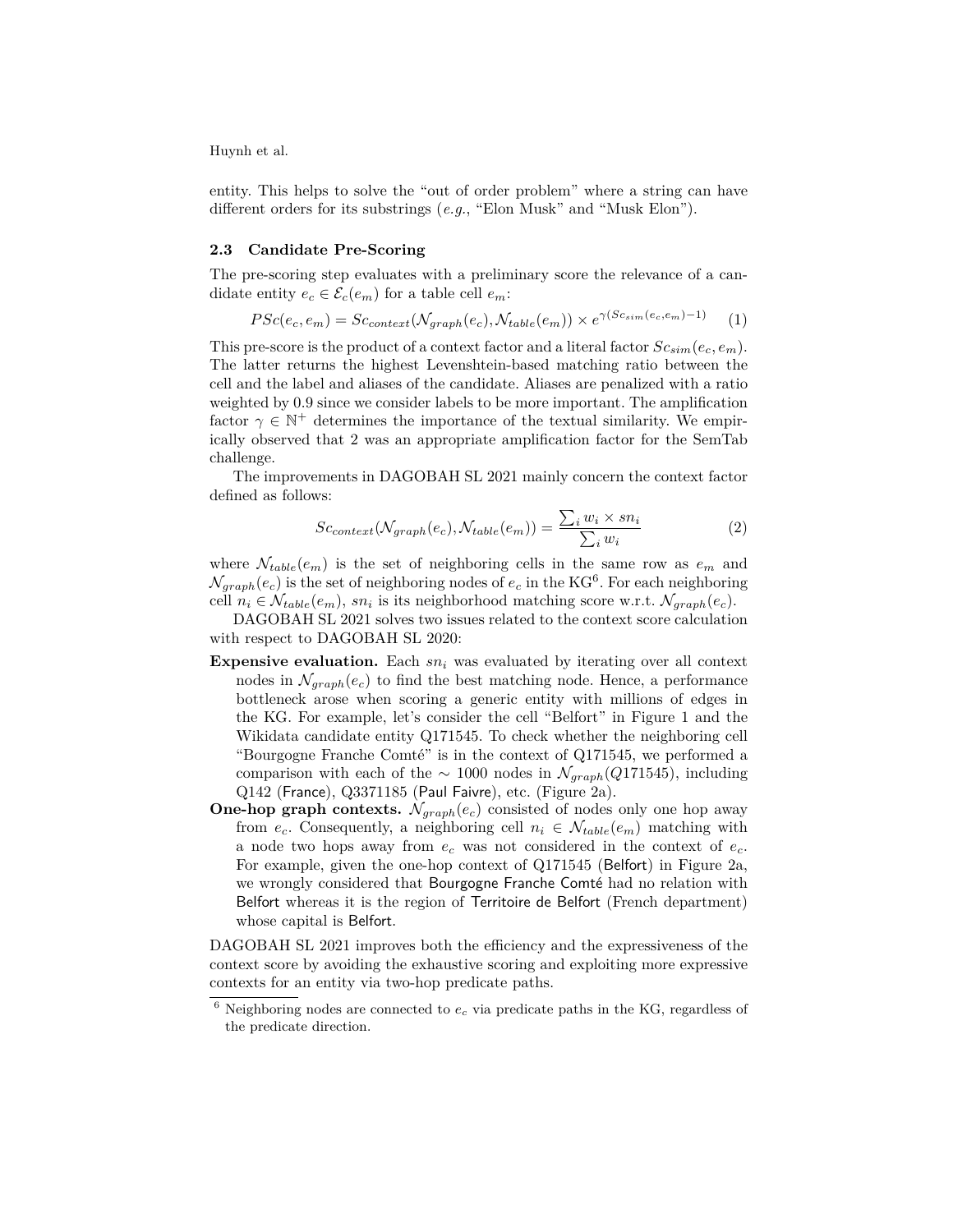entity. This helps to solve the "out of order problem" where a string can have different orders for its substrings (*e.g.*, "Elon Musk" and "Musk Elon").

### 2.3 Candidate Pre-Scoring

The pre-scoring step evaluates with a preliminary score the relevance of a candidate entity $e_c \in \mathcal{E}_c(e_m)$ for a table cell $e_m$:

$$PSc(e_c, e_m) = Sc_{context}(\mathcal{N}_{graph}(e_c), \mathcal{N}_{table}(e_m)) \times e^{\gamma(Sc_{sim}(e_c, e_m)-1)} \quad (1)$$

This pre-score is the product of a context factor and a literal factor $Sc_{sim}(e_c, e_m)$. The latter returns the highest Levenshtein-based matching ratio between the cell and the label and aliases of the candidate. Aliases are penalized with a ratio weighted by 0.9 since we consider labels to be more important. The amplification factor $\gamma \in \mathbb{N}^+$ determines the importance of the textual similarity. We empirically observed that 2 was an appropriate amplification factor for the SemTab challenge.

The improvements in DAGOBAH SL 2021 mainly concern the context factor defined as follows:

$$Sc_{context}(\mathcal{N}_{graph}(e_c), \mathcal{N}_{table}(e_m)) = \frac{\sum_i w_i \times sn_i}{\sum_i w_i} \quad (2)$$

where $\mathcal{N}_{table}(e_m)$ is the set of neighboring cells in the same row as $e_m$ and $\mathcal{N}_{graph}(e_c)$ is the set of neighboring nodes of $e_c$ in the KG[6]. For each neighboring cell $n_i \in \mathcal{N}_{table}(e_m)$, $sn_i$ is its neighborhood matching score w.r.t. $\mathcal{N}_{graph}(e_c)$.

DAGOBAH SL 2021 solves two issues related to the context score calculation with respect to DAGOBAH SL 2020:

- **Expensive evaluation.** Each $sn_i$ was evaluated by iterating over all context nodes in $\mathcal{N}_{graph}(e_c)$ to find the best matching node. Hence, a performance bottleneck arose when scoring a generic entity with millions of edges in the KG. For example, let's consider the cell "Belfort" in Figure 1 and the Wikidata candidate entity Q171545. To check whether the neighboring cell "Bourgogne Franche Comté" is in the context of Q171545, we performed a comparison with each of the $\sim$ 1000 nodes in $\mathcal{N}_{graph}(Q171545)$, including Q142 (France), Q3371185 (Paul Faivre), etc. (Figure 2a).
- **One-hop graph contexts.** $\mathcal{N}_{graph}(e_c)$ consisted of nodes only one hop away from $e_c$. Consequently, a neighboring cell $n_i \in \mathcal{N}_{table}(e_m)$ matching with a node two hops away from $e_c$ was not considered in the context of $e_c$. For example, given the one-hop context of Q171545 (Belfort) in Figure 2a, we wrongly considered that Bourgogne Franche Comté had no relation with Belfort whereas it is the region of Territoire de Belfort (French department) whose capital is Belfort.

DAGOBAH SL 2021 improves both the efficiency and the expressiveness of the context score by avoiding the exhaustive scoring and exploiting more expressive contexts for an entity via two-hop predicate paths.

[6] Neighboring nodes are connected to $e_c$ via predicate paths in the KG, regardless of the predicate direction.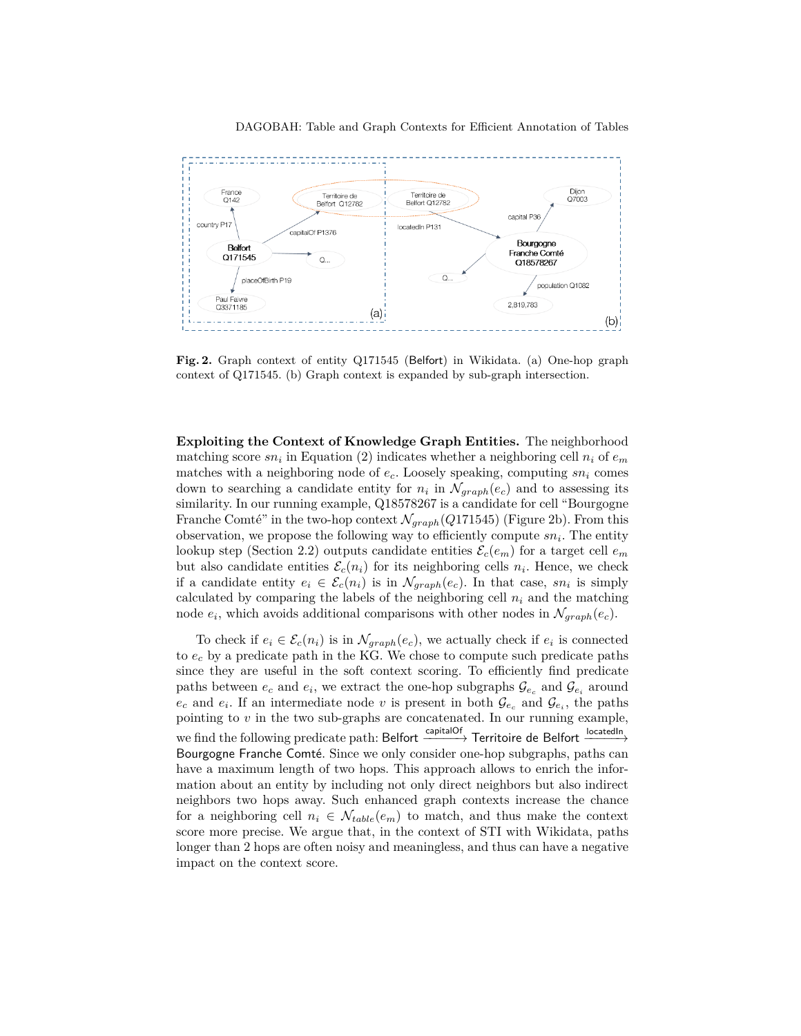**Fig. 2.** Graph context of entity Q171545 (Belfort) in Wikidata. (a) One-hop graph context of Q171545. (b) Graph context is expanded by sub-graph intersection.

**Exploiting the Context of Knowledge Graph Entities.** The neighborhood matching score $sn_i$ in Equation (2) indicates whether a neighboring cell $n_i$ of $e_m$ matches with a neighboring node of $e_c$. Loosely speaking, computing $sn_i$ comes down to searching a candidate entity for $n_i$ in $\mathcal{N}_{graph}(e_c)$ and to assessing its similarity. In our running example, Q18578267 is a candidate for cell "Bourgogne Franche Comté" in the two-hop context $\mathcal{N}_{graph}(Q171545)$ (Figure 2b). From this observation, we propose the following way to efficiently compute $sn_i$. The entity lookup step (Section 2.2) outputs candidate entities $\mathcal{E}_c(e_m)$ for a target cell $e_m$ but also candidate entities $\mathcal{E}_c(n_i)$ for its neighboring cells $n_i$. Hence, we check if a candidate entity $e_i \in \mathcal{E}_c(n_i)$ is in $\mathcal{N}_{graph}(e_c)$. In that case, $sn_i$ is simply calculated by comparing the labels of the neighboring cell $n_i$ and the matching node $e_i$, which avoids additional comparisons with other nodes in $\mathcal{N}_{graph}(e_c)$.

To check if $e_i \in \mathcal{E}_c(n_i)$ is in $\mathcal{N}_{graph}(e_c)$, we actually check if $e_i$ is connected to $e_c$ by a predicate path in the KG. We chose to compute such predicate paths since they are useful in the soft context scoring. To efficiently find predicate paths between $e_c$ and $e_i$, we extract the one-hop subgraphs $\mathcal{G}_{e_c}$ and $\mathcal{G}_{e_i}$ around $e_c$ and $e_i$. If an intermediate node $v$ is present in both $\mathcal{G}_{e_c}$ and $\mathcal{G}_{e_i}$, the paths pointing to $v$ in the two sub-graphs are concatenated. In our running example, we find the following predicate path: Belfort $\xrightarrow{\text{capitalOf}}$ Territoire de Belfort $\xrightarrow{\text{locatedIn}}$ Bourgogne Franche Comté. Since we only consider one-hop subgraphs, paths can have a maximum length of two hops. This approach allows to enrich the information about an entity by including not only direct neighbors but also indirect neighbors two hops away. Such enhanced graph contexts increase the chance for a neighboring cell $n_i \in \mathcal{N}_{table}(e_m)$ to match, and thus make the context score more precise. We argue that, in the context of STI with Wikidata, paths longer than 2 hops are often noisy and meaningless, and thus can have a negative impact on the context score.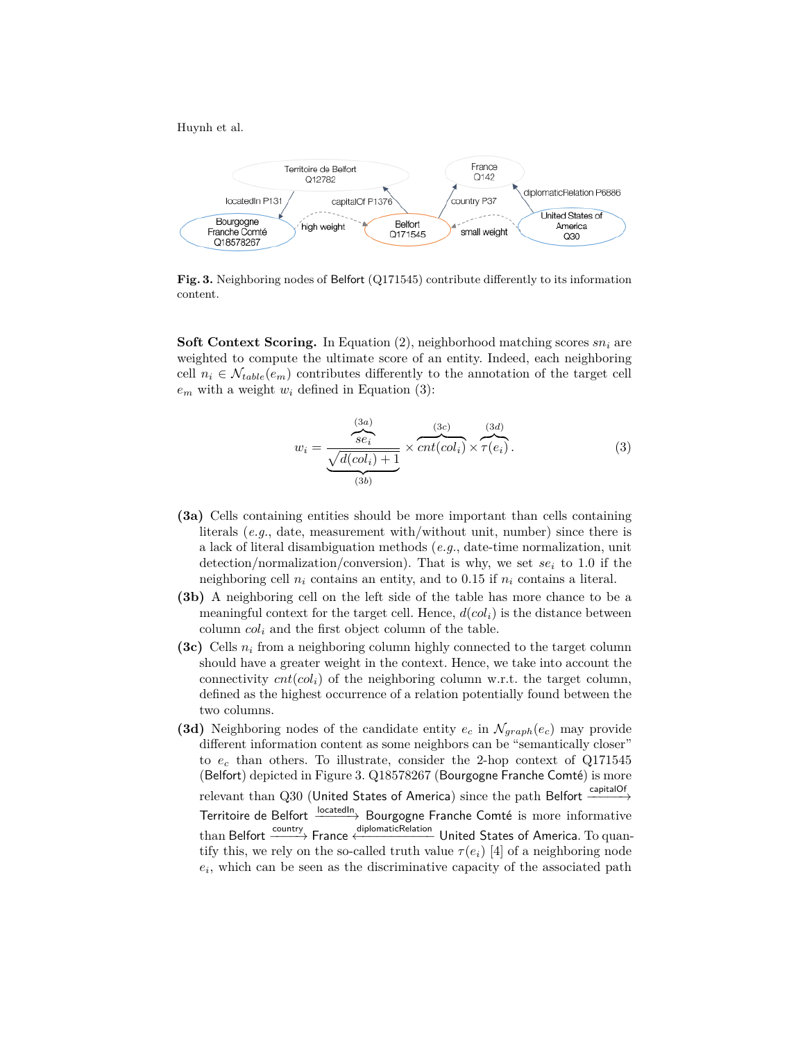**Fig. 3.** Neighboring nodes of Belfort (Q171545) contribute differently to its information content.

**Soft Context Scoring.** In Equation (2), neighborhood matching scores $sn_i$ are weighted to compute the ultimate score of an entity. Indeed, each neighboring cell $n_i \in \mathcal{N}_{table}(e_m)$ contributes differently to the annotation of the target cell $e_m$ with a weight $w_i$ defined in Equation (3):

$$w_i = \frac{\overbrace{se_i}^{(3a)}}{\underbrace{\sqrt{d(col_i) + 1}}_{(3b)}} \times \overbrace{cnt(col_i)}^{(3c)} \times \overbrace{\tau(e_i)}^{(3d)}. \tag{3}$$

- **(3a)** Cells containing entities should be more important than cells containing literals (*e.g.*, date, measurement with/without unit, number) since there is a lack of literal disambiguation methods (*e.g.*, date-time normalization, unit detection/normalization/conversion). That is why, we set $se_i$ to 1.0 if the neighboring cell $n_i$ contains an entity, and to 0.15 if $n_i$ contains a literal.
- **(3b)** A neighboring cell on the left side of the table has more chance to be a meaningful context for the target cell. Hence, $d(col_i)$ is the distance between column $col_i$ and the first object column of the table.
- **(3c)** Cells $n_i$ from a neighboring column highly connected to the target column should have a greater weight in the context. Hence, we take into account the connectivity $cnt(col_i)$ of the neighboring column w.r.t. the target column, defined as the highest occurrence of a relation potentially found between the two columns.
- **(3d)** Neighboring nodes of the candidate entity $e_c$ in $\mathcal{N}_{graph}(e_c)$ may provide different information content as some neighbors can be "semantically closer" to $e_c$ than others. To illustrate, consider the 2-hop context of Q171545 (Belfort) depicted in Figure 3. Q18578267 (Bourgogne Franche Comté) is more relevant than Q30 (United States of America) since the path Belfort $\xrightarrow{\text{capitalOf}}$ Territoire de Belfort $\xrightarrow{\text{locatedIn}}$ Bourgogne Franche Comté is more informative than Belfort $\xrightarrow{\text{country}}$ France $\xleftarrow{\text{diplomaticRelation}}$ United States of America. To quantify this, we rely on the so-called truth value $\tau(e_i)$ [4] of a neighboring node $e_i$, which can be seen as the discriminative capacity of the associated path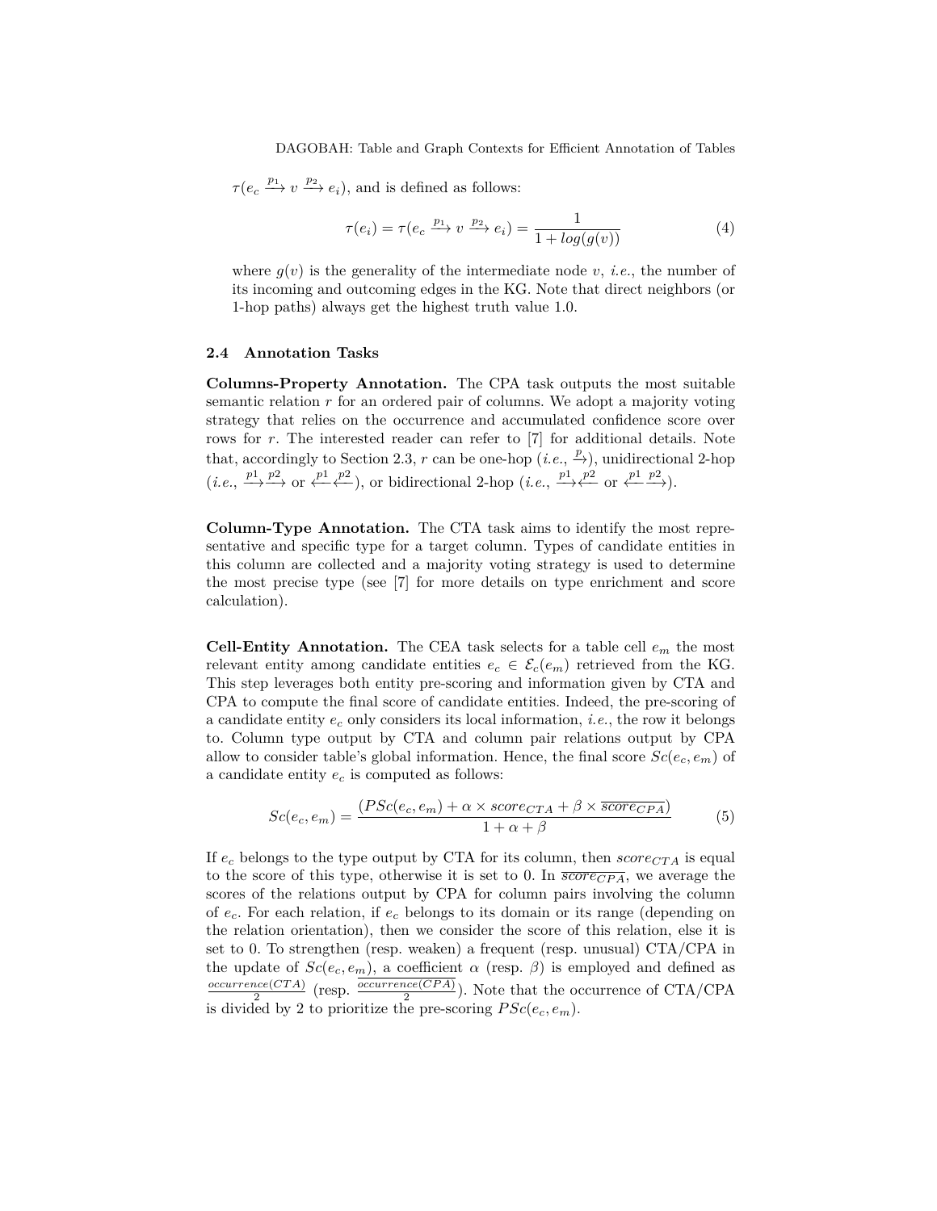$\tau(e_c \xrightarrow{p_1} v \xrightarrow{p_2} e_i)$, and is defined as follows:

$$\tau(e_i) = \tau(e_c \xrightarrow{p_1} v \xrightarrow{p_2} e_i) = \frac{1}{1 + log(g(v))} \tag{4}$$

where $g(v)$ is the generality of the intermediate node $v$, *i.e.*, the number of its incoming and outcoming edges in the KG. Note that direct neighbors (or 1-hop paths) always get the highest truth value 1.0.

### 2.4 Annotation Tasks

**Columns-Property Annotation.** The CPA task outputs the most suitable semantic relation $r$ for an ordered pair of columns. We adopt a majority voting strategy that relies on the occurrence and accumulated confidence score over rows for $r$. The interested reader can refer to [7] for additional details. Note that, accordingly to Section 2.3, $r$ can be one-hop (*i.e.*, $\xrightarrow{p}$), unidirectional 2-hop (*i.e.*, $\xrightarrow{p1}\xrightarrow{p2}$ or $\xleftarrow{p1}\xleftarrow{p2}$), or bidirectional 2-hop (*i.e.*, $\xrightarrow{p1}\xleftarrow{p2}$ or $\xleftarrow{p1}\xrightarrow{p2}$).

**Column-Type Annotation.** The CTA task aims to identify the most representative and specific type for a target column. Types of candidate entities in this column are collected and a majority voting strategy is used to determine the most precise type (see [7] for more details on type enrichment and score calculation).

**Cell-Entity Annotation.** The CEA task selects for a table cell $e_m$ the most relevant entity among candidate entities $e_c \in \mathcal{E}_c(e_m)$ retrieved from the KG. This step leverages both entity pre-scoring and information given by CTA and CPA to compute the final score of candidate entities. Indeed, the pre-scoring of a candidate entity $e_c$ only considers its local information, *i.e.*, the row it belongs to. Column type output by CTA and column pair relations output by CPA allow to consider table's global information. Hence, the final score $Sc(e_c, e_m)$ of a candidate entity $e_c$ is computed as follows:

$$Sc(e_c, e_m) = \frac{(PSc(e_c, e_m) + \alpha \times score_{CTA} + \beta \times \overline{score_{CPA}})}{1 + \alpha + \beta} \tag{5}$$

If $e_c$ belongs to the type output by CTA for its column, then $score_{CTA}$ is equal to the score of this type, otherwise it is set to 0. In $\overline{score_{CPA}}$, we average the scores of the relations output by CPA for column pairs involving the column of $e_c$. For each relation, if $e_c$ belongs to its domain or its range (depending on the relation orientation), then we consider the score of this relation, else it is set to 0. To strengthen (resp. weaken) a frequent (resp. unusual) CTA/CPA in the update of $Sc(e_c, e_m)$, a coefficient $\alpha$ (resp. $\beta$) is employed and defined as $\frac{occurrence(CTA)}{2}$ (resp. $\frac{occurrence(CPA)}{2}$). Note that the occurrence of CTA/CPA is divided by 2 to prioritize the pre-scoring $PSc(e_c, e_m)$.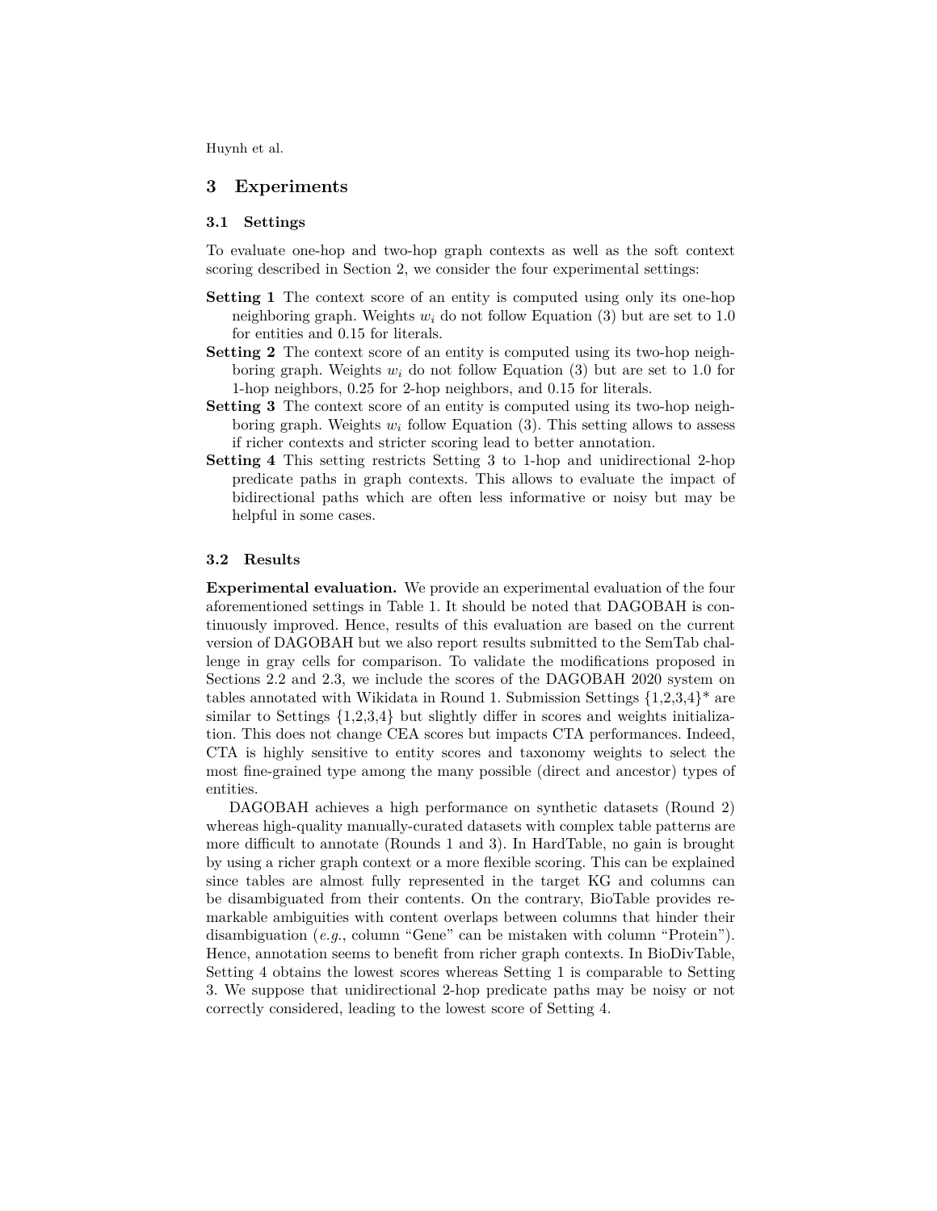## 3 Experiments

### 3.1 Settings

To evaluate one-hop and two-hop graph contexts as well as the soft context scoring described in Section 2, we consider the four experimental settings:

**Setting 1** The context score of an entity is computed using only its one-hop neighboring graph. Weights $w_i$ do not follow Equation (3) but are set to 1.0 for entities and 0.15 for literals.

**Setting 2** The context score of an entity is computed using its two-hop neighboring graph. Weights $w_i$ do not follow Equation (3) but are set to 1.0 for 1-hop neighbors, 0.25 for 2-hop neighbors, and 0.15 for literals.

**Setting 3** The context score of an entity is computed using its two-hop neighboring graph. Weights $w_i$ follow Equation (3). This setting allows to assess if richer contexts and stricter scoring lead to better annotation.

**Setting 4** This setting restricts Setting 3 to 1-hop and unidirectional 2-hop predicate paths in graph contexts. This allows to evaluate the impact of bidirectional paths which are often less informative or noisy but may be helpful in some cases.

### 3.2 Results

**Experimental evaluation.** We provide an experimental evaluation of the four aforementioned settings in Table 1. It should be noted that DAGOBAH is continuously improved. Hence, results of this evaluation are based on the current version of DAGOBAH but we also report results submitted to the SemTab challenge in gray cells for comparison. To validate the modifications proposed in Sections 2.2 and 2.3, we include the scores of the DAGOBAH 2020 system on tables annotated with Wikidata in Round 1. Submission Settings {1,2,3,4}* are similar to Settings {1,2,3,4} but slightly differ in scores and weights initialization. This does not change CEA scores but impacts CTA performances. Indeed, CTA is highly sensitive to entity scores and taxonomy weights to select the most fine-grained type among the many possible (direct and ancestor) types of entities.

DAGOBAH achieves a high performance on synthetic datasets (Round 2) whereas high-quality manually-curated datasets with complex table patterns are more difficult to annotate (Rounds 1 and 3). In HardTable, no gain is brought by using a richer graph context or a more flexible scoring. This can be explained since tables are almost fully represented in the target KG and columns can be disambiguated from their contents. On the contrary, BioTable provides remarkable ambiguities with content overlaps between columns that hinder their disambiguation (*e.g.*, column "Gene" can be mistaken with column "Protein"). Hence, annotation seems to benefit from richer graph contexts. In BioDivTable, Setting 4 obtains the lowest scores whereas Setting 1 is comparable to Setting 3. We suppose that unidirectional 2-hop predicate paths may be noisy or not correctly considered, leading to the lowest score of Setting 4.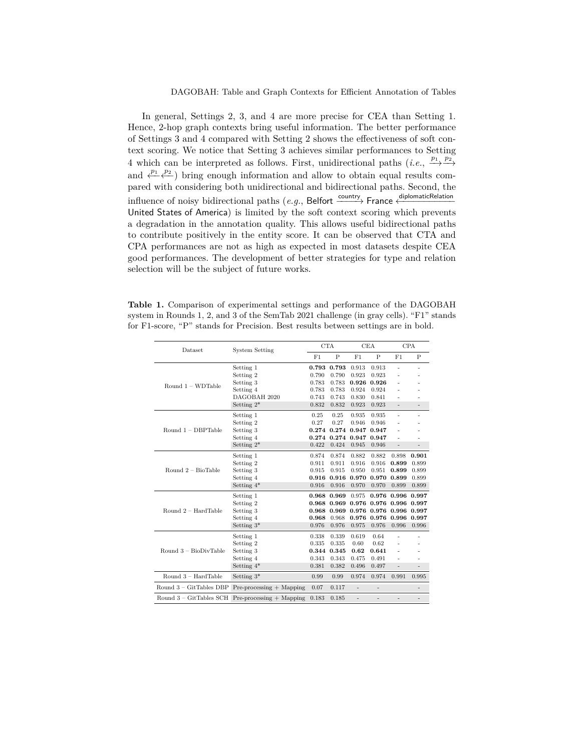In general, Settings 2, 3, and 4 are more precise for CEA than Setting 1. Hence, 2-hop graph contexts bring useful information. The better performance of Settings 3 and 4 compared with Setting 2 shows the effectiveness of soft context scoring. We notice that Setting 3 achieves similar performances to Setting 4 which can be interpreted as follows. First, unidirectional paths (*i.e.*, $\xrightarrow{p_1}\xrightarrow{p_2}$ and $\xleftarrow{p_1}\xleftarrow{p_2}$) bring enough information and allow to obtain equal results compared with considering both unidirectional and bidirectional paths. Second, the influence of noisy bidirectional paths (*e.g.*, Belfort $\xrightarrow{\text{country}}$ France $\xleftarrow{\text{diplomaticRelation}}$ United States of America) is limited by the soft context scoring which prevents a degradation in the annotation quality. This allows useful bidirectional paths to contribute positively in the entity score. It can be observed that CTA and CPA performances are not as high as expected in most datasets despite CEA good performances. The development of better strategies for type and relation selection will be the subject of future works.

**Table 1.** Comparison of experimental settings and performance of the DAGOBAH system in Rounds 1, 2, and 3 of the SemTab 2021 challenge (in gray cells). "F1" stands for F1-score, "P" stands for Precision. Best results between settings are in bold.

| Dataset | System Setting | CTA | | CEA | | CPA | |
|---|---|---|---|---|---|---|---|
| | | F1 | P | F1 | P | F1 | P |
| Round 1 – WDTable | Setting 1 | **0.793** | **0.793** | 0.913 | 0.913 | - | - |
| | Setting 2 | 0.790 | 0.790 | 0.923 | 0.923 | - | - |
| | Setting 3 | 0.783 | 0.783 | **0.926** | **0.926** | - | - |
| | Setting 4 | 0.783 | 0.783 | 0.924 | 0.924 | - | - |
| | DAGOBAH 2020 | 0.743 | 0.743 | 0.830 | 0.841 | - | - |
| | Setting 2* | 0.832 | 0.832 | 0.923 | 0.923 | - | - |
| Round 1 – DBPTable | Setting 1 | 0.25 | 0.25 | 0.935 | 0.935 | - | - |
| | Setting 2 | 0.27 | 0.27 | 0.946 | 0.946 | - | - |
| | Setting 3 | **0.274** | **0.274** | **0.947** | **0.947** | - | - |
| | Setting 4 | **0.274** | **0.274** | **0.947** | **0.947** | - | - |
| | Setting 2* | 0.422 | 0.424 | 0.945 | 0.946 | - | - |
| Round 2 – BioTable | Setting 1 | 0.874 | 0.874 | 0.882 | 0.882 | 0.898 | **0.901** |
| | Setting 2 | 0.911 | 0.911 | 0.916 | 0.916 | **0.899** | 0.899 |
| | Setting 3 | 0.915 | 0.915 | 0.950 | 0.951 | **0.899** | 0.899 |
| | Setting 4 | **0.916** | **0.916** | **0.970** | **0.970** | **0.899** | 0.899 |
| | Setting 4* | 0.916 | 0.916 | 0.970 | 0.970 | 0.899 | 0.899 |
| Round 2 – HardTable | Setting 1 | **0.968** | **0.969** | 0.975 | **0.976** | **0.996** | **0.997** |
| | Setting 2 | **0.968** | **0.969** | **0.976** | **0.976** | **0.996** | **0.997** |
| | Setting 3 | **0.968** | **0.969** | **0.976** | **0.976** | **0.996** | **0.997** |
| | Setting 4 | **0.968** | 0.968 | **0.976** | **0.976** | **0.996** | **0.997** |
| | Setting 3* | 0.976 | 0.976 | 0.975 | 0.976 | 0.996 | 0.996 |
| Round 3 – BioDivTable | Setting 1 | 0.338 | 0.339 | 0.619 | 0.64 | - | - |
| | Setting 2 | 0.335 | 0.335 | 0.60 | 0.62 | - | - |
| | Setting 3 | **0.344** | **0.345** | **0.62** | **0.641** | - | - |
| | Setting 4 | 0.343 | 0.343 | 0.475 | 0.491 | - | - |
| | Setting 4* | 0.381 | 0.382 | 0.496 | 0.497 | - | - |
| Round 3 – HardTable | Setting 3* | 0.99 | 0.99 | 0.974 | 0.974 | 0.991 | 0.995 |
| Round 3 – GitTables DBP | Pre-processing + Mapping | 0.07 | 0.117 | - | - | | - |
| Round 3 – GitTables SCH | Pre-processing + Mapping | 0.183 | 0.185 | - | - | - | - |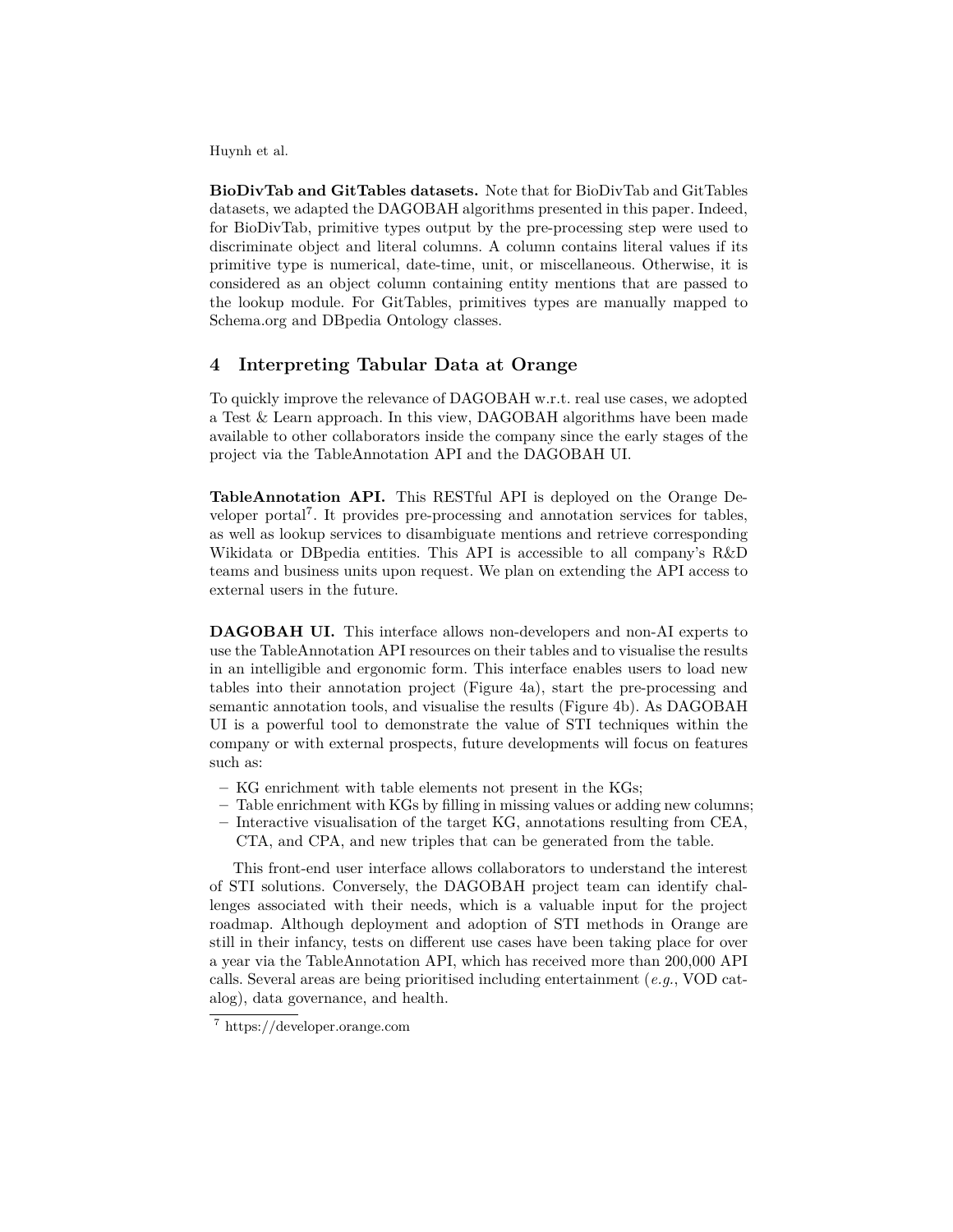**BioDivTab and GitTables datasets.** Note that for BioDivTab and GitTables datasets, we adapted the DAGOBAH algorithms presented in this paper. Indeed, for BioDivTab, primitive types output by the pre-processing step were used to discriminate object and literal columns. A column contains literal values if its primitive type is numerical, date-time, unit, or miscellaneous. Otherwise, it is considered as an object column containing entity mentions that are passed to the lookup module. For GitTables, primitives types are manually mapped to Schema.org and DBpedia Ontology classes.

## 4 Interpreting Tabular Data at Orange

To quickly improve the relevance of DAGOBAH w.r.t. real use cases, we adopted a Test & Learn approach. In this view, DAGOBAH algorithms have been made available to other collaborators inside the company since the early stages of the project via the TableAnnotation API and the DAGOBAH UI.

**TableAnnotation API.** This RESTful API is deployed on the Orange Developer portal[7]. It provides pre-processing and annotation services for tables, as well as lookup services to disambiguate mentions and retrieve corresponding Wikidata or DBpedia entities. This API is accessible to all company's R&D teams and business units upon request. We plan on extending the API access to external users in the future.

**DAGOBAH UI.** This interface allows non-developers and non-AI experts to use the TableAnnotation API resources on their tables and to visualise the results in an intelligible and ergonomic form. This interface enables users to load new tables into their annotation project (Figure 4a), start the pre-processing and semantic annotation tools, and visualise the results (Figure 4b). As DAGOBAH UI is a powerful tool to demonstrate the value of STI techniques within the company or with external prospects, future developments will focus on features such as:

- KG enrichment with table elements not present in the KGs;
- Table enrichment with KGs by filling in missing values or adding new columns;
- Interactive visualisation of the target KG, annotations resulting from CEA, CTA, and CPA, and new triples that can be generated from the table.

This front-end user interface allows collaborators to understand the interest of STI solutions. Conversely, the DAGOBAH project team can identify challenges associated with their needs, which is a valuable input for the project roadmap. Although deployment and adoption of STI methods in Orange are still in their infancy, tests on different use cases have been taking place for over a year via the TableAnnotation API, which has received more than 200,000 API calls. Several areas are being prioritised including entertainment (*e.g.*, VOD catalog), data governance, and health.

[7] https://developer.orange.com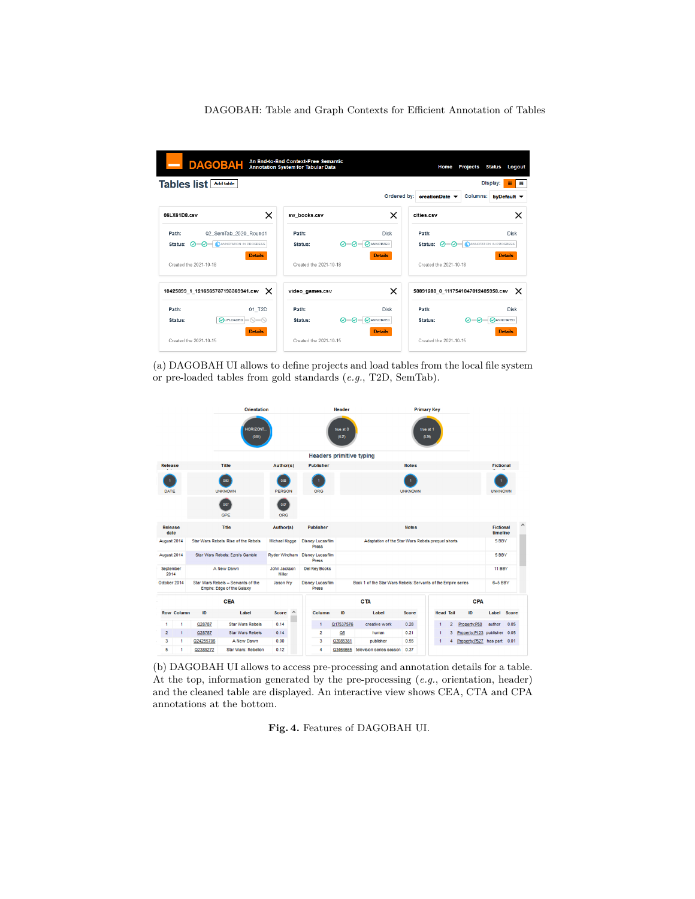(a) DAGOBAH UI allows to define projects and load tables from the local file system or pre-loaded tables from gold standards (*e.g.*, T2D, SemTab).

(b) DAGOBAH UI allows to access pre-processing and annotation details for a table. At the top, information generated by the pre-processing (*e.g.*, orientation, header) and the cleaned table are displayed. An interactive view shows CEA, CTA and CPA annotations at the bottom.

**Fig. 4.** Features of DAGOBAH UI.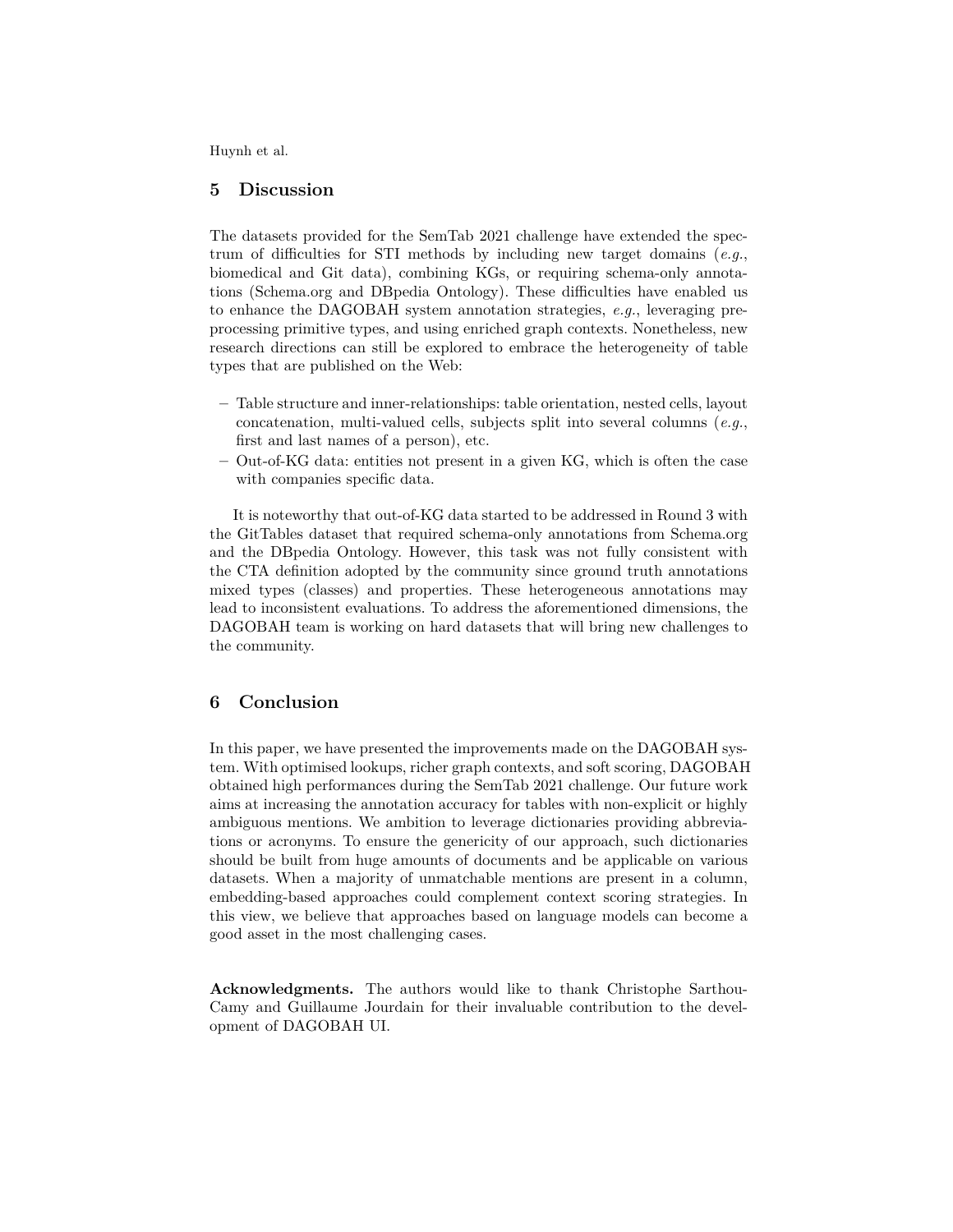## 5 Discussion

The datasets provided for the SemTab 2021 challenge have extended the spectrum of difficulties for STI methods by including new target domains (*e.g.*, biomedical and Git data), combining KGs, or requiring schema-only annotations (Schema.org and DBpedia Ontology). These difficulties have enabled us to enhance the DAGOBAH system annotation strategies, *e.g.*, leveraging preprocessing primitive types, and using enriched graph contexts. Nonetheless, new research directions can still be explored to embrace the heterogeneity of table types that are published on the Web:

- Table structure and inner-relationships: table orientation, nested cells, layout concatenation, multi-valued cells, subjects split into several columns (*e.g.*, first and last names of a person), etc.
- Out-of-KG data: entities not present in a given KG, which is often the case with companies specific data.

It is noteworthy that out-of-KG data started to be addressed in Round 3 with the GitTables dataset that required schema-only annotations from Schema.org and the DBpedia Ontology. However, this task was not fully consistent with the CTA definition adopted by the community since ground truth annotations mixed types (classes) and properties. These heterogeneous annotations may lead to inconsistent evaluations. To address the aforementioned dimensions, the DAGOBAH team is working on hard datasets that will bring new challenges to the community.

## 6 Conclusion

In this paper, we have presented the improvements made on the DAGOBAH system. With optimised lookups, richer graph contexts, and soft scoring, DAGOBAH obtained high performances during the SemTab 2021 challenge. Our future work aims at increasing the annotation accuracy for tables with non-explicit or highly ambiguous mentions. We ambition to leverage dictionaries providing abbreviations or acronyms. To ensure the genericity of our approach, such dictionaries should be built from huge amounts of documents and be applicable on various datasets. When a majority of unmatchable mentions are present in a column, embedding-based approaches could complement context scoring strategies. In this view, we believe that approaches based on language models can become a good asset in the most challenging cases.

**Acknowledgments.** The authors would like to thank Christophe Sarthou-Camy and Guillaume Jourdain for their invaluable contribution to the development of DAGOBAH UI.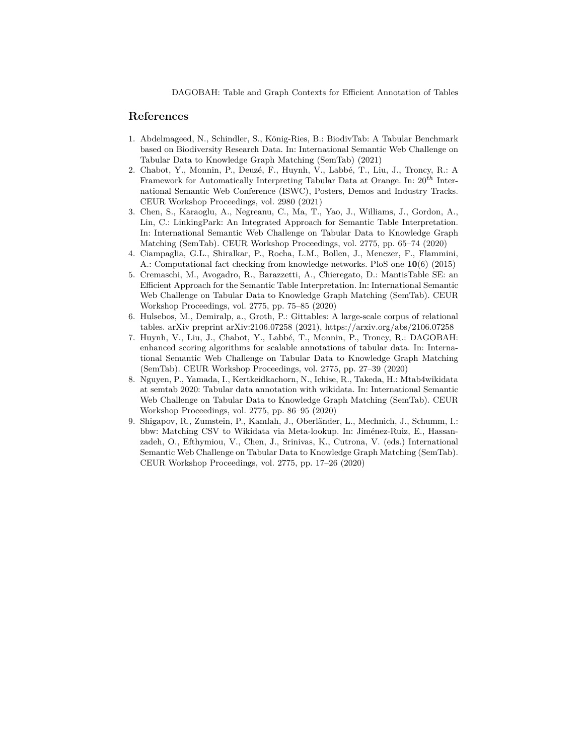## References

1. Abdelmageed, N., Schindler, S., König-Ries, B.: BiodivTab: A Tabular Benchmark based on Biodiversity Research Data. In: International Semantic Web Challenge on Tabular Data to Knowledge Graph Matching (SemTab) (2021)
2. Chabot, Y., Monnin, P., Deuzé, F., Huynh, V., Labbé, T., Liu, J., Troncy, R.: A Framework for Automatically Interpreting Tabular Data at Orange. In: $20^{th}$ International Semantic Web Conference (ISWC), Posters, Demos and Industry Tracks. CEUR Workshop Proceedings, vol. 2980 (2021)
3. Chen, S., Karaoglu, A., Negreanu, C., Ma, T., Yao, J., Williams, J., Gordon, A., Lin, C.: LinkingPark: An Integrated Approach for Semantic Table Interpretation. In: International Semantic Web Challenge on Tabular Data to Knowledge Graph Matching (SemTab). CEUR Workshop Proceedings, vol. 2775, pp. 65–74 (2020)
4. Ciampaglia, G.L., Shiralkar, P., Rocha, L.M., Bollen, J., Menczer, F., Flammini, A.: Computational fact checking from knowledge networks. PloS one **10**(6) (2015)
5. Cremaschi, M., Avogadro, R., Barazzetti, A., Chieregato, D.: MantisTable SE: an Efficient Approach for the Semantic Table Interpretation. In: International Semantic Web Challenge on Tabular Data to Knowledge Graph Matching (SemTab). CEUR Workshop Proceedings, vol. 2775, pp. 75–85 (2020)
6. Hulsebos, M., Demiralp, a., Groth, P.: Gittables: A large-scale corpus of relational tables. arXiv preprint arXiv:2106.07258 (2021), https://arxiv.org/abs/2106.07258
7. Huynh, V., Liu, J., Chabot, Y., Labbé, T., Monnin, P., Troncy, R.: DAGOBAH: enhanced scoring algorithms for scalable annotations of tabular data. In: International Semantic Web Challenge on Tabular Data to Knowledge Graph Matching (SemTab). CEUR Workshop Proceedings, vol. 2775, pp. 27–39 (2020)
8. Nguyen, P., Yamada, I., Kertkeidkachorn, N., Ichise, R., Takeda, H.: Mtab4wikidata at semtab 2020: Tabular data annotation with wikidata. In: International Semantic Web Challenge on Tabular Data to Knowledge Graph Matching (SemTab). CEUR Workshop Proceedings, vol. 2775, pp. 86–95 (2020)
9. Shigapov, R., Zumstein, P., Kamlah, J., Oberländer, L., Mechnich, J., Schumm, I.: bbw: Matching CSV to Wikidata via Meta-lookup. In: Jiménez-Ruiz, E., Hassanzadeh, O., Efthymiou, V., Chen, J., Srinivas, K., Cutrona, V. (eds.) International Semantic Web Challenge on Tabular Data to Knowledge Graph Matching (SemTab). CEUR Workshop Proceedings, vol. 2775, pp. 17–26 (2020)